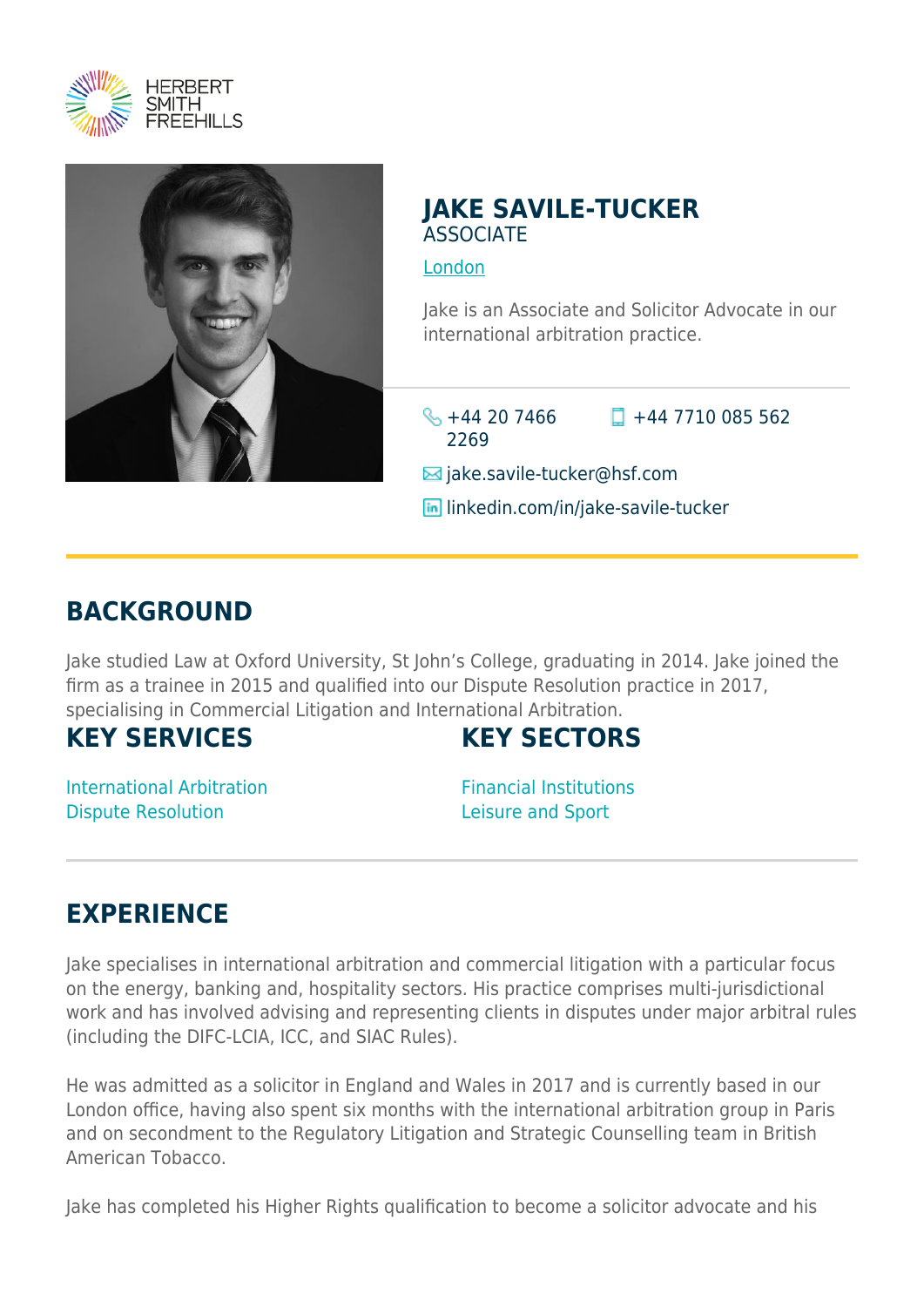HERBERT SMITH FREEHILLS

# JAKE SAVILE-TUCKER

ASSOCIATE

London

Jake is an Associate and Solicitor Advocate in our international arbitration practice.

+44 20 7466 2269

+44 7710 085 562

jake.savile-tucker@hsf.com

linkedin.com/in/jake-savile-tucker

## BACKGROUND

Jake studied Law at Oxford University, St John's College, graduating in 2014. Jake joined the firm as a trainee in 2015 and qualified into our Dispute Resolution practice in 2017, specialising in Commercial Litigation and International Arbitration.

## KEY SERVICES

International Arbitration
Dispute Resolution

## KEY SECTORS

Financial Institutions
Leisure and Sport

## EXPERIENCE

Jake specialises in international arbitration and commercial litigation with a particular focus on the energy, banking and, hospitality sectors. His practice comprises multi-jurisdictional work and has involved advising and representing clients in disputes under major arbitral rules (including the DIFC-LCIA, ICC, and SIAC Rules).

He was admitted as a solicitor in England and Wales in 2017 and is currently based in our London office, having also spent six months with the international arbitration group in Paris and on secondment to the Regulatory Litigation and Strategic Counselling team in British American Tobacco.

Jake has completed his Higher Rights qualification to become a solicitor advocate and his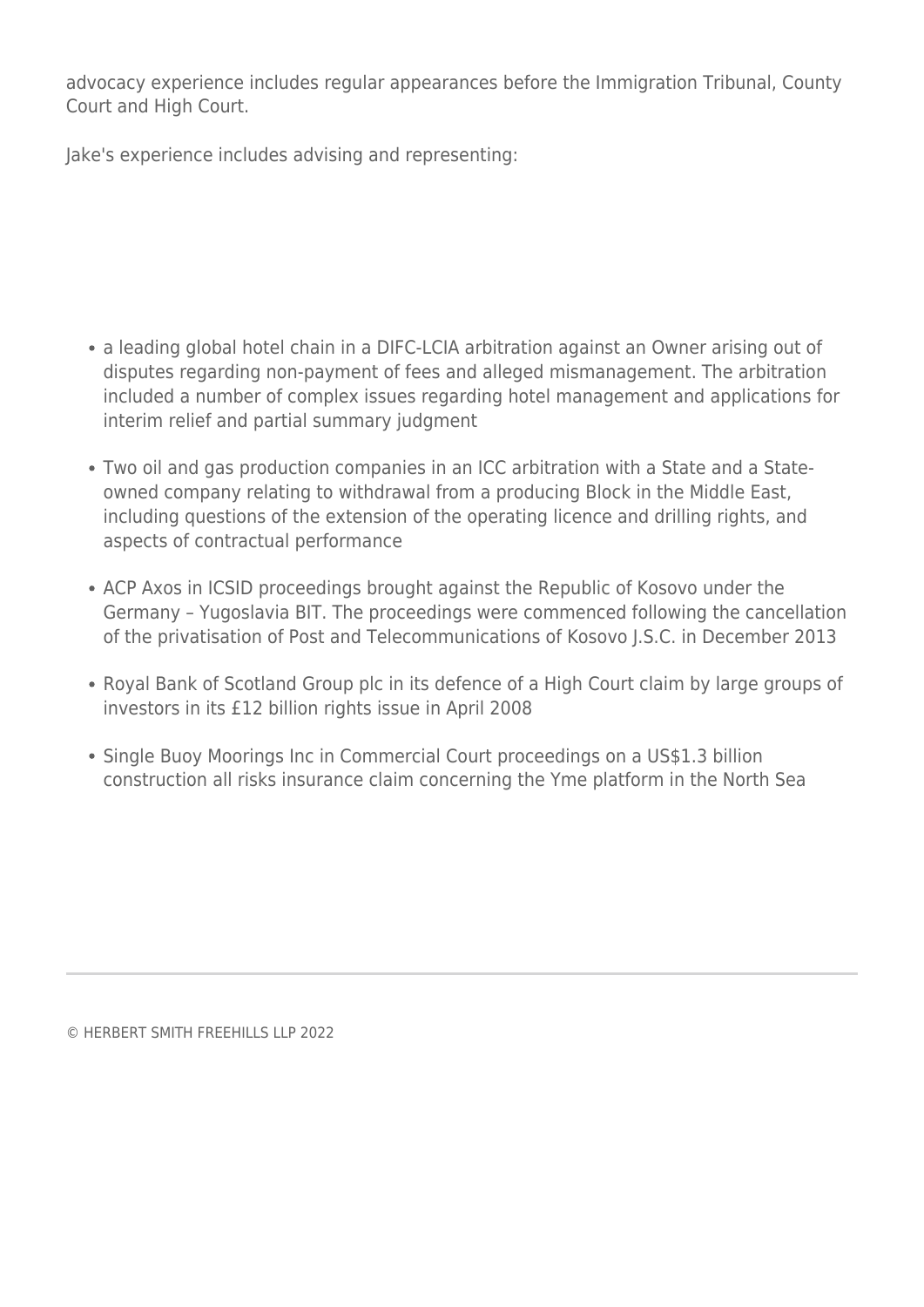advocacy experience includes regular appearances before the Immigration Tribunal, County Court and High Court.

Jake's experience includes advising and representing:

- a leading global hotel chain in a DIFC-LCIA arbitration against an Owner arising out of disputes regarding non-payment of fees and alleged mismanagement. The arbitration included a number of complex issues regarding hotel management and applications for interim relief and partial summary judgment
- Two oil and gas production companies in an ICC arbitration with a State and a State-owned company relating to withdrawal from a producing Block in the Middle East, including questions of the extension of the operating licence and drilling rights, and aspects of contractual performance
- ACP Axos in ICSID proceedings brought against the Republic of Kosovo under the Germany – Yugoslavia BIT. The proceedings were commenced following the cancellation of the privatisation of Post and Telecommunications of Kosovo J.S.C. in December 2013
- Royal Bank of Scotland Group plc in its defence of a High Court claim by large groups of investors in its £12 billion rights issue in April 2008
- Single Buoy Moorings Inc in Commercial Court proceedings on a US$1.3 billion construction all risks insurance claim concerning the Yme platform in the North Sea

© HERBERT SMITH FREEHILLS LLP 2022